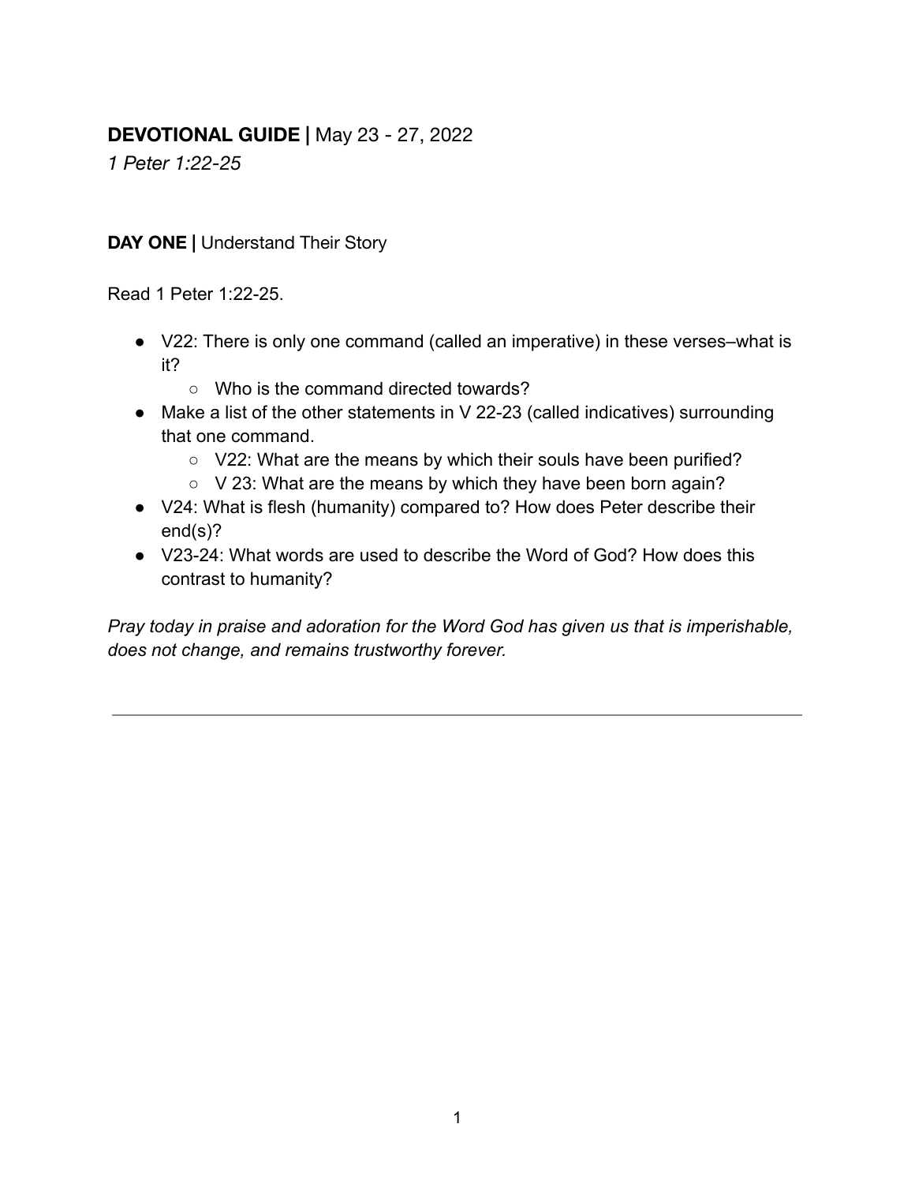**DEVOTIONAL GUIDE |** May 23 - 27, 2022

*1 Peter 1:22-25*

**DAY ONE |** Understand Their Story

Read 1 Peter 1:22-25.

- V22: There is only one command (called an imperative) in these verses–what is it?
    - Who is the command directed towards?
- Make a list of the other statements in V 22-23 (called indicatives) surrounding that one command.
    - V22: What are the means by which their souls have been purified?
    - V 23: What are the means by which they have been born again?
- V24: What is flesh (humanity) compared to? How does Peter describe their end(s)?
- V23-24: What words are used to describe the Word of God? How does this contrast to humanity?

*Pray today in praise and adoration for the Word God has given us that is imperishable, does not change, and remains trustworthy forever.*

---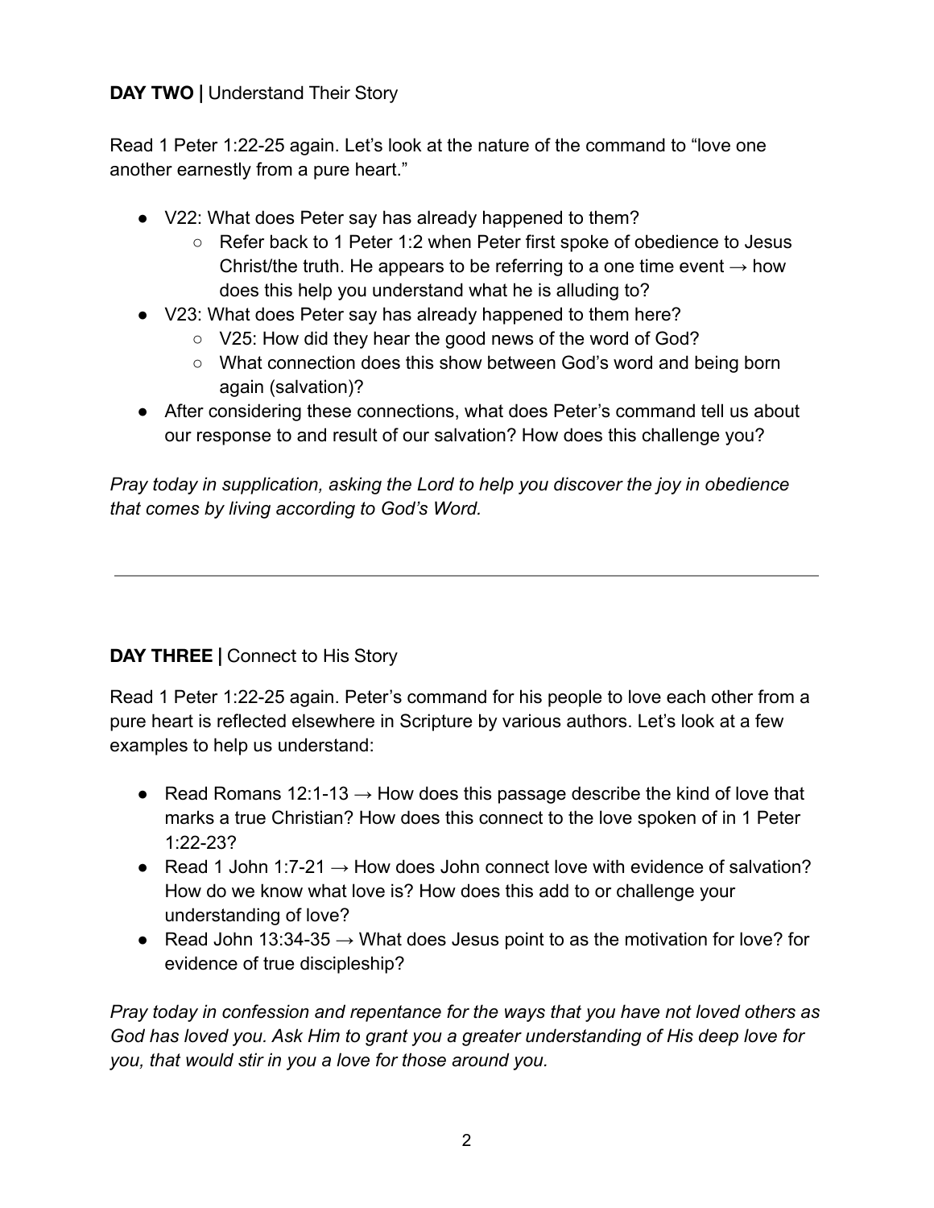**DAY TWO |** Understand Their Story

Read 1 Peter 1:22-25 again. Let's look at the nature of the command to "love one another earnestly from a pure heart."

- V22: What does Peter say has already happened to them?
  - Refer back to 1 Peter 1:2 when Peter first spoke of obedience to Jesus Christ/the truth. He appears to be referring to a one time event → how does this help you understand what he is alluding to?
- V23: What does Peter say has already happened to them here?
  - V25: How did they hear the good news of the word of God?
  - What connection does this show between God's word and being born again (salvation)?
- After considering these connections, what does Peter's command tell us about our response to and result of our salvation? How does this challenge you?

*Pray today in supplication, asking the Lord to help you discover the joy in obedience that comes by living according to God's Word.*

---

**DAY THREE |** Connect to His Story

Read 1 Peter 1:22-25 again. Peter's command for his people to love each other from a pure heart is reflected elsewhere in Scripture by various authors. Let's look at a few examples to help us understand:

- Read Romans 12:1-13 → How does this passage describe the kind of love that marks a true Christian? How does this connect to the love spoken of in 1 Peter 1:22-23?
- Read 1 John 1:7-21 → How does John connect love with evidence of salvation? How do we know what love is? How does this add to or challenge your understanding of love?
- Read John 13:34-35 → What does Jesus point to as the motivation for love? for evidence of true discipleship?

*Pray today in confession and repentance for the ways that you have not loved others as God has loved you. Ask Him to grant you a greater understanding of His deep love for you, that would stir in you a love for those around you.*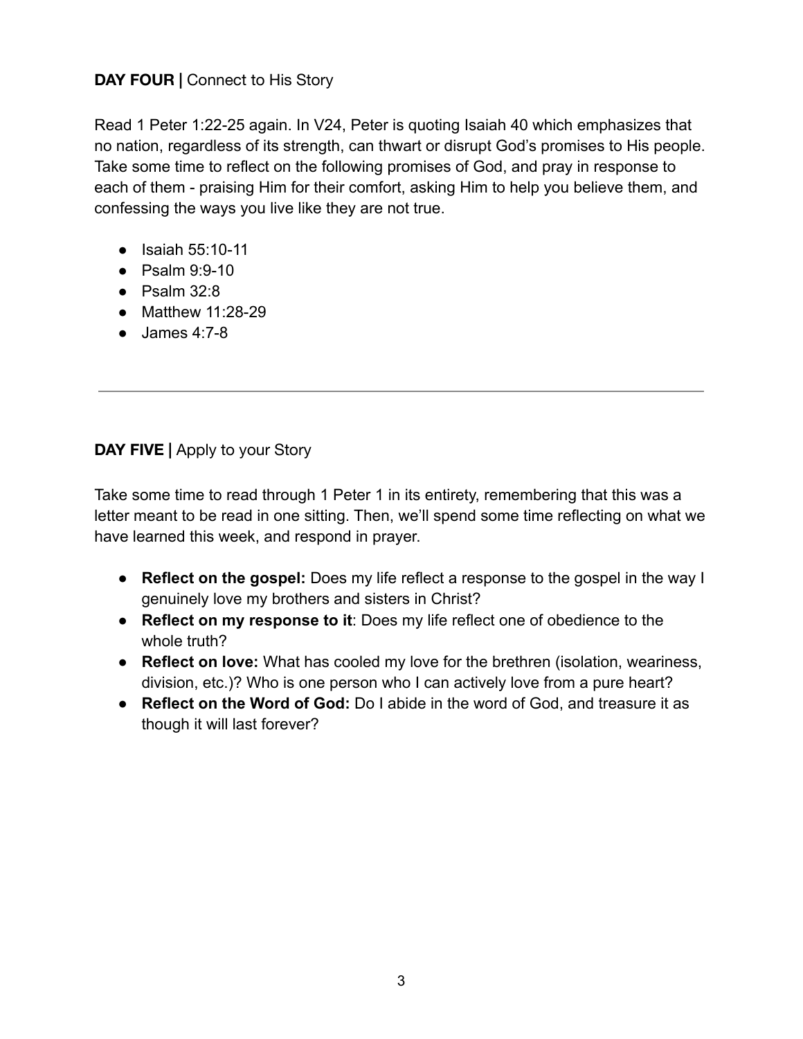**DAY FOUR |** Connect to His Story

Read 1 Peter 1:22-25 again. In V24, Peter is quoting Isaiah 40 which emphasizes that no nation, regardless of its strength, can thwart or disrupt God's promises to His people. Take some time to reflect on the following promises of God, and pray in response to each of them - praising Him for their comfort, asking Him to help you believe them, and confessing the ways you live like they are not true.

- Isaiah 55:10-11
- Psalm 9:9-10
- Psalm 32:8
- Matthew 11:28-29
- James 4:7-8

---

**DAY FIVE |** Apply to your Story

Take some time to read through 1 Peter 1 in its entirety, remembering that this was a letter meant to be read in one sitting. Then, we'll spend some time reflecting on what we have learned this week, and respond in prayer.

- **Reflect on the gospel:** Does my life reflect a response to the gospel in the way I genuinely love my brothers and sisters in Christ?
- **Reflect on my response to it**: Does my life reflect one of obedience to the whole truth?
- **Reflect on love:** What has cooled my love for the brethren (isolation, weariness, division, etc.)? Who is one person who I can actively love from a pure heart?
- **Reflect on the Word of God:** Do I abide in the word of God, and treasure it as though it will last forever?